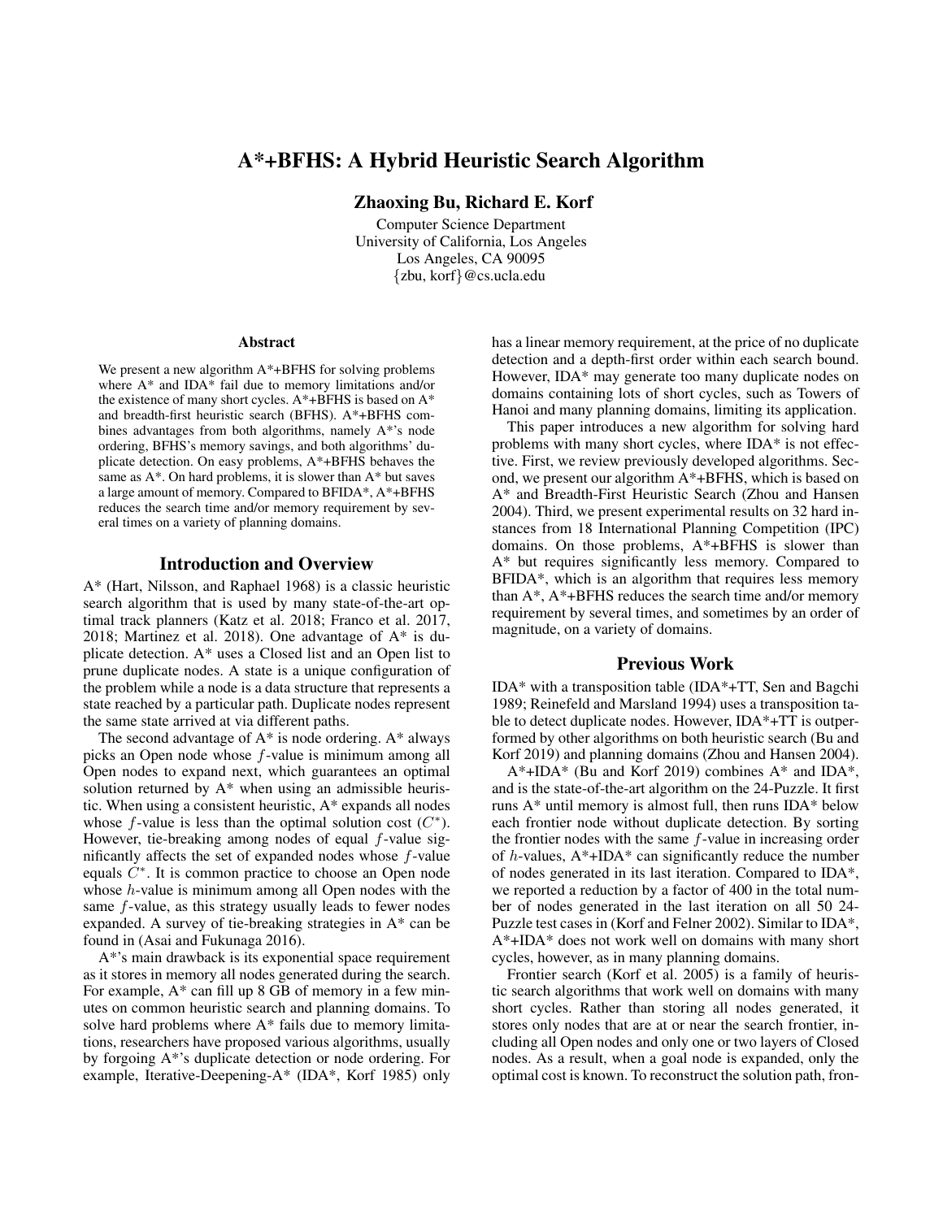// A*+BFHS: A Hybrid Heuristic Search Algorithm

**Zhaoxing Bu, Richard E. Korf**

Computer Science Department
University of California, Los Angeles
Los Angeles, CA 90095
{zbu, korf}@cs.ucla.edu

## Abstract

We present a new algorithm A*+BFHS for solving problems where A* and IDA* fail due to memory limitations and/or the existence of many short cycles. A*+BFHS is based on A* and breadth-first heuristic search (BFHS). A*+BFHS combines advantages from both algorithms, namely A*'s node ordering, BFHS's memory savings, and both algorithms' duplicate detection. On easy problems, A*+BFHS behaves the same as A*. On hard problems, it is slower than A* but saves a large amount of memory. Compared to BFIDA*, A*+BFHS reduces the search time and/or memory requirement by several times on a variety of planning domains.

## Introduction and Overview

A* (Hart, Nilsson, and Raphael 1968) is a classic heuristic search algorithm that is used by many state-of-the-art optimal track planners (Katz et al. 2018; Franco et al. 2017, 2018; Martinez et al. 2018). One advantage of A* is duplicate detection. A* uses a Closed list and an Open list to prune duplicate nodes. A state is a unique configuration of the problem while a node is a data structure that represents a state reached by a particular path. Duplicate nodes represent the same state arrived at via different paths.

The second advantage of A* is node ordering. A* always picks an Open node whose $f$-value is minimum among all Open nodes to expand next, which guarantees an optimal solution returned by A* when using an admissible heuristic. When using a consistent heuristic, A* expands all nodes whose $f$-value is less than the optimal solution cost ($C^*$). However, tie-breaking among nodes of equal $f$-value significantly affects the set of expanded nodes whose $f$-value equals $C^*$. It is common practice to choose an Open node whose $h$-value is minimum among all Open nodes with the same $f$-value, as this strategy usually leads to fewer nodes expanded. A survey of tie-breaking strategies in A* can be found in (Asai and Fukunaga 2016).

A*'s main drawback is its exponential space requirement as it stores in memory all nodes generated during the search. For example, A* can fill up 8 GB of memory in a few minutes on common heuristic search and planning domains. To solve hard problems where A* fails due to memory limitations, researchers have proposed various algorithms, usually by forgoing A*'s duplicate detection or node ordering. For example, Iterative-Deepening-A* (IDA*, Korf 1985) only has a linear memory requirement, at the price of no duplicate detection and a depth-first order within each search bound. However, IDA* may generate too many duplicate nodes on domains containing lots of short cycles, such as Towers of Hanoi and many planning domains, limiting its application.

This paper introduces a new algorithm for solving hard problems with many short cycles, where IDA* is not effective. First, we review previously developed algorithms. Second, we present our algorithm A*+BFHS, which is based on A* and Breadth-First Heuristic Search (Zhou and Hansen 2004). Third, we present experimental results on 32 hard instances from 18 International Planning Competition (IPC) domains. On those problems, A*+BFHS is slower than A* but requires significantly less memory. Compared to BFIDA*, which is an algorithm that requires less memory than A*, A*+BFHS reduces the search time and/or memory requirement by several times, and sometimes by an order of magnitude, on a variety of domains.

## Previous Work

IDA* with a transposition table (IDA*+TT, Sen and Bagchi 1989; Reinefeld and Marsland 1994) uses a transposition table to detect duplicate nodes. However, IDA*+TT is outperformed by other algorithms on both heuristic search (Bu and Korf 2019) and planning domains (Zhou and Hansen 2004).

A*+IDA* (Bu and Korf 2019) combines A* and IDA*, and is the state-of-the-art algorithm on the 24-Puzzle. It first runs A* until memory is almost full, then runs IDA* below each frontier node without duplicate detection. By sorting the frontier nodes with the same $f$-value in increasing order of $h$-values, A*+IDA* can significantly reduce the number of nodes generated in its last iteration. Compared to IDA*, we reported a reduction by a factor of 400 in the total number of nodes generated in the last iteration on all 50 24-Puzzle test cases in (Korf and Felner 2002). Similar to IDA*, A*+IDA* does not work well on domains with many short cycles, however, as in many planning domains.

Frontier search (Korf et al. 2005) is a family of heuristic search algorithms that work well on domains with many short cycles. Rather than storing all nodes generated, it stores only nodes that are at or near the search frontier, including all Open nodes and only one or two layers of Closed nodes. As a result, when a goal node is expanded, only the optimal cost is known. To reconstruct the solution path, fron-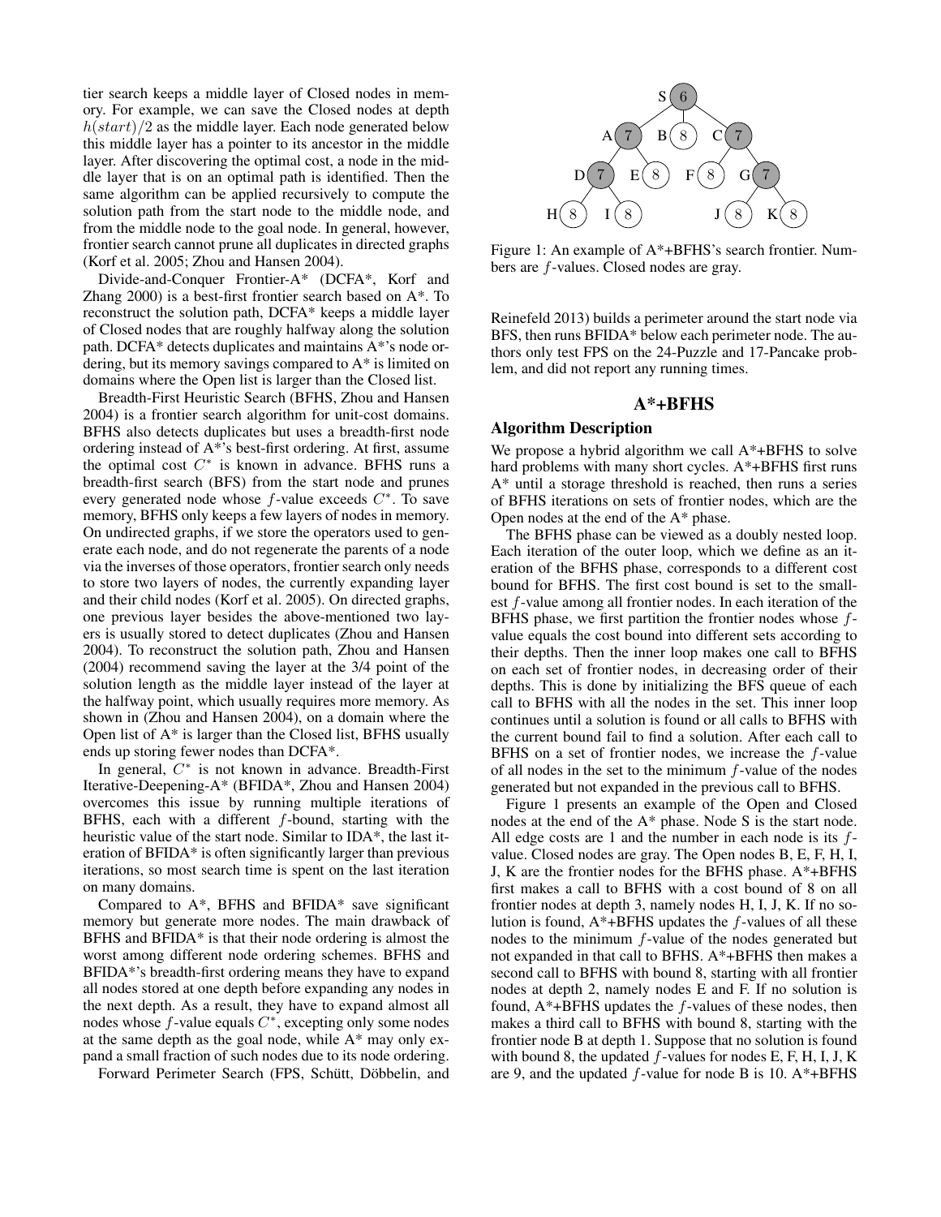tier search keeps a middle layer of Closed nodes in memory. For example, we can save the Closed nodes at depth $h(start)/2$ as the middle layer. Each node generated below this middle layer has a pointer to its ancestor in the middle layer. After discovering the optimal cost, a node in the middle layer that is on an optimal path is identified. Then the same algorithm can be applied recursively to compute the solution path from the start node to the middle node, and from the middle node to the goal node. In general, however, frontier search cannot prune all duplicates in directed graphs (Korf et al. 2005; Zhou and Hansen 2004).

Divide-and-Conquer Frontier-A* (DCFA*, Korf and Zhang 2000) is a best-first frontier search based on A*. To reconstruct the solution path, DCFA* keeps a middle layer of Closed nodes that are roughly halfway along the solution path. DCFA* detects duplicates and maintains A*'s node ordering, but its memory savings compared to A* is limited on domains where the Open list is larger than the Closed list.

Breadth-First Heuristic Search (BFHS, Zhou and Hansen 2004) is a frontier search algorithm for unit-cost domains. BFHS also detects duplicates but uses a breadth-first node ordering instead of A*'s best-first ordering. At first, assume the optimal cost $C^*$ is known in advance. BFHS runs a breadth-first search (BFS) from the start node and prunes every generated node whose $f$-value exceeds $C^*$. To save memory, BFHS only keeps a few layers of nodes in memory. On undirected graphs, if we store the operators used to generate each node, and do not regenerate the parents of a node via the inverses of those operators, frontier search only needs to store two layers of nodes, the currently expanding layer and their child nodes (Korf et al. 2005). On directed graphs, one previous layer besides the above-mentioned two layers is usually stored to detect duplicates (Zhou and Hansen 2004). To reconstruct the solution path, Zhou and Hansen (2004) recommend saving the layer at the 3/4 point of the solution length as the middle layer instead of the layer at the halfway point, which usually requires more memory. As shown in (Zhou and Hansen 2004), on a domain where the Open list of A* is larger than the Closed list, BFHS usually ends up storing fewer nodes than DCFA*.

In general, $C^*$ is not known in advance. Breadth-First Iterative-Deepening-A* (BFIDA*, Zhou and Hansen 2004) overcomes this issue by running multiple iterations of BFHS, each with a different $f$-bound, starting with the heuristic value of the start node. Similar to IDA*, the last iteration of BFIDA* is often significantly larger than previous iterations, so most search time is spent on the last iteration on many domains.

Compared to A*, BFHS and BFIDA* save significant memory but generate more nodes. The main drawback of BFHS and BFIDA* is that their node ordering is almost the worst among different node ordering schemes. BFHS and BFIDA*'s breadth-first ordering means they have to expand all nodes stored at one depth before expanding any nodes in the next depth. As a result, they have to expand almost all nodes whose $f$-value equals $C^*$, excepting only some nodes at the same depth as the goal node, while A* may only expand a small fraction of such nodes due to its node ordering.

Forward Perimeter Search (FPS, Schütt, Döbbelin, and Reinefeld 2013) builds a perimeter around the start node via BFS, then runs BFIDA* below each perimeter node. The authors only test FPS on the 24-Puzzle and 17-Pancake problem, and did not report any running times.

Figure 1: An example of A*+BFHS's search frontier. Numbers are $f$-values. Closed nodes are gray.

## A*+BFHS

### Algorithm Description

We propose a hybrid algorithm we call A*+BFHS to solve hard problems with many short cycles. A*+BFHS first runs A* until a storage threshold is reached, then runs a series of BFHS iterations on sets of frontier nodes, which are the Open nodes at the end of the A* phase.

The BFHS phase can be viewed as a doubly nested loop. Each iteration of the outer loop, which we define as an iteration of the BFHS phase, corresponds to a different cost bound for BFHS. The first cost bound is set to the smallest $f$-value among all frontier nodes. In each iteration of the BFHS phase, we first partition the frontier nodes whose $f$-value equals the cost bound into different sets according to their depths. Then the inner loop makes one call to BFHS on each set of frontier nodes, in decreasing order of their depths. This is done by initializing the BFS queue of each call to BFHS with all the nodes in the set. This inner loop continues until a solution is found or all calls to BFHS with the current bound fail to find a solution. After each call to BFHS on a set of frontier nodes, we increase the $f$-value of all nodes in the set to the minimum $f$-value of the nodes generated but not expanded in the previous call to BFHS.

Figure 1 presents an example of the Open and Closed nodes at the end of the A* phase. Node S is the start node. All edge costs are 1 and the number in each node is its $f$-value. Closed nodes are gray. The Open nodes B, E, F, H, I, J, K are the frontier nodes for the BFHS phase. A*+BFHS first makes a call to BFHS with a cost bound of 8 on all frontier nodes at depth 3, namely nodes H, I, J, K. If no solution is found, A*+BFHS updates the $f$-values of all these nodes to the minimum $f$-value of the nodes generated but not expanded in that call to BFHS. A*+BFHS then makes a second call to BFHS with bound 8, starting with all frontier nodes at depth 2, namely nodes E and F. If no solution is found, A*+BFHS updates the $f$-values of these nodes, then makes a third call to BFHS with bound 8, starting with the frontier node B at depth 1. Suppose that no solution is found with bound 8, the updated $f$-values for nodes E, F, H, I, J, K are 9, and the updated $f$-value for node B is 10. A*+BFHS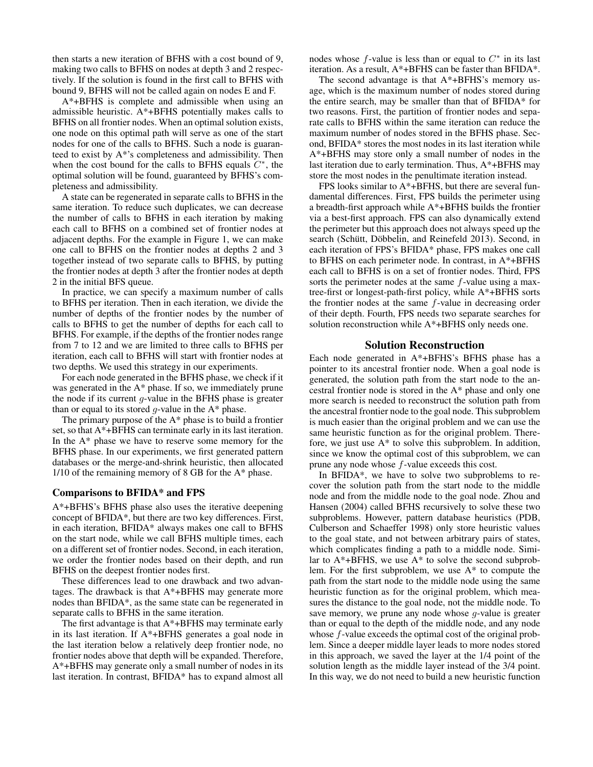then starts a new iteration of BFHS with a cost bound of 9, making two calls to BFHS on nodes at depth 3 and 2 respectively. If the solution is found in the first call to BFHS with bound 9, BFHS will not be called again on nodes E and F.

A*+BFHS is complete and admissible when using an admissible heuristic. A*+BFHS potentially makes calls to BFHS on all frontier nodes. When an optimal solution exists, one node on this optimal path will serve as one of the start nodes for one of the calls to BFHS. Such a node is guaranteed to exist by A*'s completeness and admissibility. Then when the cost bound for the calls to BFHS equals $C^*$, the optimal solution will be found, guaranteed by BFHS's completeness and admissibility.

A state can be regenerated in separate calls to BFHS in the same iteration. To reduce such duplicates, we can decrease the number of calls to BFHS in each iteration by making each call to BFHS on a combined set of frontier nodes at adjacent depths. For the example in Figure 1, we can make one call to BFHS on the frontier nodes at depths 2 and 3 together instead of two separate calls to BFHS, by putting the frontier nodes at depth 3 after the frontier nodes at depth 2 in the initial BFS queue.

In practice, we can specify a maximum number of calls to BFHS per iteration. Then in each iteration, we divide the number of depths of the frontier nodes by the number of calls to BFHS to get the number of depths for each call to BFHS. For example, if the depths of the frontier nodes range from 7 to 12 and we are limited to three calls to BFHS per iteration, each call to BFHS will start with frontier nodes at two depths. We used this strategy in our experiments.

For each node generated in the BFHS phase, we check if it was generated in the A* phase. If so, we immediately prune the node if its current $g$-value in the BFHS phase is greater than or equal to its stored $g$-value in the A* phase.

The primary purpose of the A* phase is to build a frontier set, so that A*+BFHS can terminate early in its last iteration. In the A* phase we have to reserve some memory for the BFHS phase. In our experiments, we first generated pattern databases or the merge-and-shrink heuristic, then allocated 1/10 of the remaining memory of 8 GB for the A* phase.

### Comparisons to BFIDA* and FPS

A*+BFHS's BFHS phase also uses the iterative deepening concept of BFIDA*, but there are two key differences. First, in each iteration, BFIDA* always makes one call to BFHS on the start node, while we call BFHS multiple times, each on a different set of frontier nodes. Second, in each iteration, we order the frontier nodes based on their depth, and run BFHS on the deepest frontier nodes first.

These differences lead to one drawback and two advantages. The drawback is that A*+BFHS may generate more nodes than BFIDA*, as the same state can be regenerated in separate calls to BFHS in the same iteration.

The first advantage is that A*+BFHS may terminate early in its last iteration. If A*+BFHS generates a goal node in the last iteration below a relatively deep frontier node, no frontier nodes above that depth will be expanded. Therefore, A*+BFHS may generate only a small number of nodes in its last iteration. In contrast, BFIDA* has to expand almost all nodes whose $f$-value is less than or equal to $C^*$ in its last iteration. As a result, A*+BFHS can be faster than BFIDA*.

The second advantage is that A*+BFHS's memory usage, which is the maximum number of nodes stored during the entire search, may be smaller than that of BFIDA* for two reasons. First, the partition of frontier nodes and separate calls to BFHS within the same iteration can reduce the maximum number of nodes stored in the BFHS phase. Second, BFIDA* stores the most nodes in its last iteration while A*+BFHS may store only a small number of nodes in the last iteration due to early termination. Thus, A*+BFHS may store the most nodes in the penultimate iteration instead.

FPS looks similar to A*+BFHS, but there are several fundamental differences. First, FPS builds the perimeter using a breadth-first approach while A*+BFHS builds the frontier via a best-first approach. FPS can also dynamically extend the perimeter but this approach does not always speed up the search (Schütt, Döbbelin, and Reinefeld 2013). Second, in each iteration of FPS's BFIDA* phase, FPS makes one call to BFHS on each perimeter node. In contrast, in A*+BFHS each call to BFHS is on a set of frontier nodes. Third, FPS sorts the perimeter nodes at the same $f$-value using a max-tree-first or longest-path-first policy, while A*+BFHS sorts the frontier nodes at the same $f$-value in decreasing order of their depth. Fourth, FPS needs two separate searches for solution reconstruction while A*+BFHS only needs one.

## Solution Reconstruction

Each node generated in A*+BFHS's BFHS phase has a pointer to its ancestral frontier node. When a goal node is generated, the solution path from the start node to the ancestral frontier node is stored in the A* phase and only one more search is needed to reconstruct the solution path from the ancestral frontier node to the goal node. This subproblem is much easier than the original problem and we can use the same heuristic function as for the original problem. Therefore, we just use A* to solve this subproblem. In addition, since we know the optimal cost of this subproblem, we can prune any node whose $f$-value exceeds this cost.

In BFIDA*, we have to solve two subproblems to recover the solution path from the start node to the middle node and from the middle node to the goal node. Zhou and Hansen (2004) called BFHS recursively to solve these two subproblems. However, pattern database heuristics (PDB, Culberson and Schaeffer 1998) only store heuristic values to the goal state, and not between arbitrary pairs of states, which complicates finding a path to a middle node. Similar to A*+BFHS, we use A* to solve the second subproblem. For the first subproblem, we use A* to compute the path from the start node to the middle node using the same heuristic function as for the original problem, which measures the distance to the goal node, not the middle node. To save memory, we prune any node whose $g$-value is greater than or equal to the depth of the middle node, and any node whose $f$-value exceeds the optimal cost of the original problem. Since a deeper middle layer leads to more nodes stored in this approach, we saved the layer at the 1/4 point of the solution length as the middle layer instead of the 3/4 point. In this way, we do not need to build a new heuristic function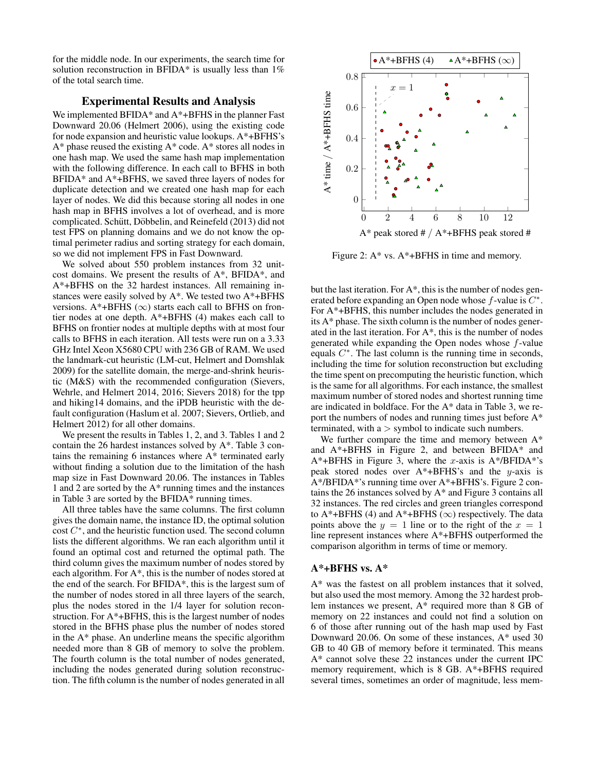for the middle node. In our experiments, the search time for solution reconstruction in BFIDA* is usually less than 1% of the total search time.

## Experimental Results and Analysis

We implemented BFIDA* and A*+BFHS in the planner Fast Downward 20.06 (Helmert 2006), using the existing code for node expansion and heuristic value lookups. A*+BFHS's A* phase reused the existing A* code. A* stores all nodes in one hash map. We used the same hash map implementation with the following difference. In each call to BFHS in both BFIDA* and A*+BFHS, we saved three layers of nodes for duplicate detection and we created one hash map for each layer of nodes. We did this because storing all nodes in one hash map in BFHS involves a lot of overhead, and is more complicated. Schütt, Döbbelin, and Reinefeld (2013) did not test FPS on planning domains and we do not know the optimal perimeter radius and sorting strategy for each domain, so we did not implement FPS in Fast Downward.

We solved about 550 problem instances from 32 unit-cost domains. We present the results of A*, BFIDA*, and A*+BFHS on the 32 hardest instances. All remaining instances were easily solved by A*. We tested two A*+BFHS versions. A*+BFHS ($\infty$) starts each call to BFHS on frontier nodes at one depth. A*+BFHS (4) makes each call to BFHS on frontier nodes at multiple depths with at most four calls to BFHS in each iteration. All tests were run on a 3.33 GHz Intel Xeon X5680 CPU with 236 GB of RAM. We used the landmark-cut heuristic (LM-cut, Helmert and Domshlak 2009) for the satellite domain, the merge-and-shrink heuristic (M&S) with the recommended configuration (Sievers, Wehrle, and Helmert 2014, 2016; Sievers 2018) for the tpp and hiking14 domains, and the iPDB heuristic with the default configuration (Haslum et al. 2007; Sievers, Ortlieb, and Helmert 2012) for all other domains.

We present the results in Tables 1, 2, and 3. Tables 1 and 2 contain the 26 hardest instances solved by A*. Table 3 contains the remaining 6 instances where A* terminated early without finding a solution due to the limitation of the hash map size in Fast Downward 20.06. The instances in Tables 1 and 2 are sorted by the A* running times and the instances in Table 3 are sorted by the BFIDA* running times.

All three tables have the same columns. The first column gives the domain name, the instance ID, the optimal solution cost $C^*$, and the heuristic function used. The second column lists the different algorithms. We ran each algorithm until it found an optimal cost and returned the optimal path. The third column gives the maximum number of nodes stored by each algorithm. For A*, this is the number of nodes stored at the end of the search. For BFIDA*, this is the largest sum of the number of nodes stored in all three layers of the search, plus the nodes stored in the 1/4 layer for solution reconstruction. For A*+BFHS, this is the largest number of nodes stored in the BFHS phase plus the number of nodes stored in the A* phase. An underline means the specific algorithm needed more than 8 GB of memory to solve the problem. The fourth column is the total number of nodes generated, including the nodes generated during solution reconstruction. The fifth column is the number of nodes generated in all but the last iteration. For A*, this is the number of nodes generated before expanding an Open node whose $f$-value is $C^*$. For A*+BFHS, this number includes the nodes generated in its A* phase. The sixth column is the number of nodes generated in the last iteration. For A*, this is the number of nodes generated while expanding the Open nodes whose $f$-value equals $C^*$. The last column is the running time in seconds, including the time for solution reconstruction but excluding the time spent on precomputing the heuristic function, which is the same for all algorithms. For each instance, the smallest maximum number of stored nodes and shortest running time are indicated in boldface. For the A* data in Table 3, we report the numbers of nodes and running times just before A* terminated, with a > symbol to indicate such numbers.

We further compare the time and memory between A* and A*+BFHS in Figure 2, and between BFIDA* and A*+BFHS in Figure 3, where the $x$-axis is A*/BFIDA*'s peak stored nodes over A*+BFHS's and the $y$-axis is A*/BFIDA*'s running time over A*+BFHS's. Figure 2 contains the 26 instances solved by A* and Figure 3 contains all 32 instances. The red circles and green triangles correspond to A*+BFHS (4) and A*+BFHS ($\infty$) respectively. The data points above the $y = 1$ line or to the right of the $x = 1$ line represent instances where A*+BFHS outperformed the comparison algorithm in terms of time or memory.

Figure 2: A* vs. A*+BFHS in time and memory.

### A*+BFHS vs. A*

A* was the fastest on all problem instances that it solved, but also used the most memory. Among the 32 hardest problem instances we present, A* required more than 8 GB of memory on 22 instances and could not find a solution on 6 of those after running out of the hash map used by Fast Downward 20.06. On some of these instances, A* used 30 GB to 40 GB of memory before it terminated. This means A* cannot solve these 22 instances under the current IPC memory requirement, which is 8 GB. A*+BFHS required several times, sometimes an order of magnitude, less mem-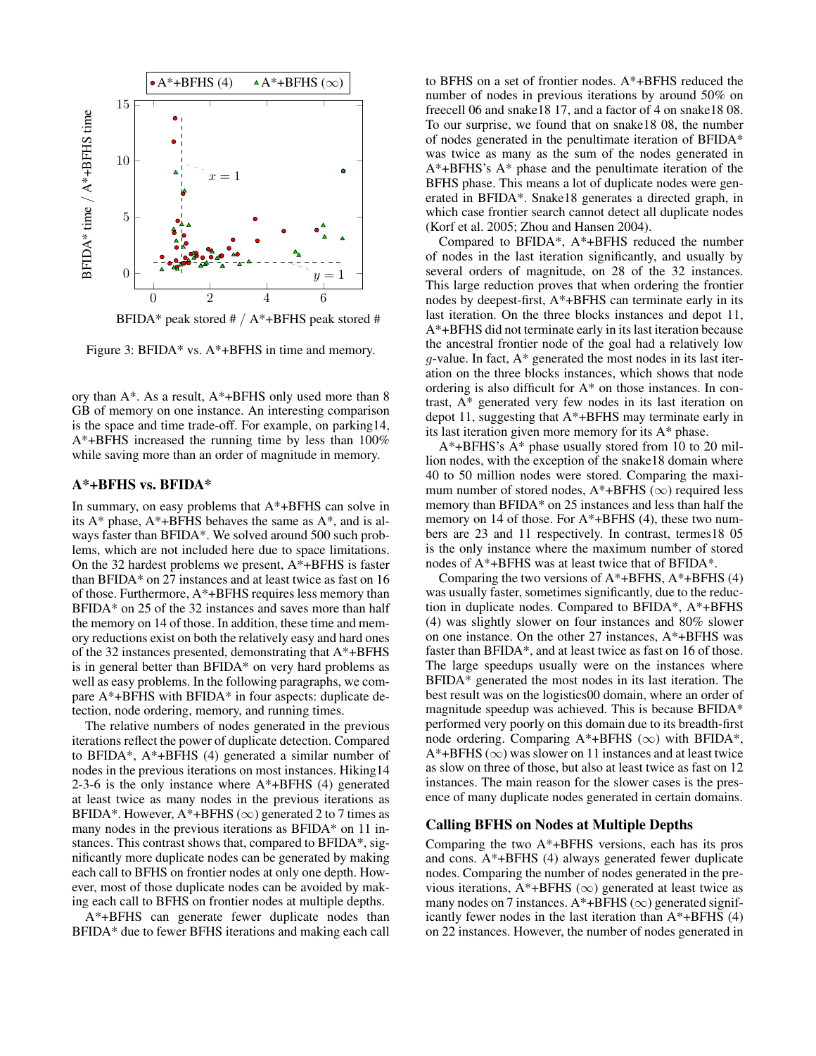Figure 3: BFIDA* vs. A*+BFHS in time and memory.

ory than A*. As a result, A*+BFHS only used more than 8 GB of memory on one instance. An interesting comparison is the space and time trade-off. For example, on parking14, A*+BFHS increased the running time by less than 100% while saving more than an order of magnitude in memory.

## A*+BFHS vs. BFIDA*

In summary, on easy problems that A*+BFHS can solve in its A* phase, A*+BFHS behaves the same as A*, and is always faster than BFIDA*. We solved around 500 such problems, which are not included here due to space limitations. On the 32 hardest problems we present, A*+BFHS is faster than BFIDA* on 27 instances and at least twice as fast on 16 of those. Furthermore, A*+BFHS requires less memory than BFIDA* on 25 of the 32 instances and saves more than half the memory on 14 of those. In addition, these time and memory reductions exist on both the relatively easy and hard ones of the 32 instances presented, demonstrating that A*+BFHS is in general better than BFIDA* on very hard problems as well as easy problems. In the following paragraphs, we compare A*+BFHS with BFIDA* in four aspects: duplicate detection, node ordering, memory, and running times.

The relative numbers of nodes generated in the previous iterations reflect the power of duplicate detection. Compared to BFIDA*, A*+BFHS (4) generated a similar number of nodes in the previous iterations on most instances. Hiking14 2-3-6 is the only instance where A*+BFHS (4) generated at least twice as many nodes in the previous iterations as BFIDA*. However, A*+BFHS ($\infty$) generated 2 to 7 times as many nodes in the previous iterations as BFIDA* on 11 instances. This contrast shows that, compared to BFIDA*, significantly more duplicate nodes can be generated by making each call to BFHS on frontier nodes at only one depth. However, most of those duplicate nodes can be avoided by making each call to BFHS on frontier nodes at multiple depths.

A*+BFHS can generate fewer duplicate nodes than BFIDA* due to fewer BFHS iterations and making each call to BFHS on a set of frontier nodes. A*+BFHS reduced the number of nodes in previous iterations by around 50% on freecell 06 and snake18 17, and a factor of 4 on snake18 08. To our surprise, we found that on snake18 08, the number of nodes generated in the penultimate iteration of BFIDA* was twice as many as the sum of the nodes generated in A*+BFHS's A* phase and the penultimate iteration of the BFHS phase. This means a lot of duplicate nodes were generated in BFIDA*. Snake18 generates a directed graph, in which case frontier search cannot detect all duplicate nodes (Korf et al. 2005; Zhou and Hansen 2004).

Compared to BFIDA*, A*+BFHS reduced the number of nodes in the last iteration significantly, and usually by several orders of magnitude, on 28 of the 32 instances. This large reduction proves that when ordering the frontier nodes by deepest-first, A*+BFHS can terminate early in its last iteration. On the three blocks instances and depot 11, A*+BFHS did not terminate early in its last iteration because the ancestral frontier node of the goal had a relatively low $g$-value. In fact, A* generated the most nodes in its last iteration on the three blocks instances, which shows that node ordering is also difficult for A* on those instances. In contrast, A* generated very few nodes in its last iteration on depot 11, suggesting that A*+BFHS may terminate early in its last iteration given more memory for its A* phase.

A*+BFHS's A* phase usually stored from 10 to 20 million nodes, with the exception of the snake18 domain where 40 to 50 million nodes were stored. Comparing the maximum number of stored nodes, A*+BFHS ($\infty$) required less memory than BFIDA* on 25 instances and less than half the memory on 14 of those. For A*+BFHS (4), these two numbers are 23 and 11 respectively. In contrast, termes18 05 is the only instance where the maximum number of stored nodes of A*+BFHS was at least twice that of BFIDA*.

Comparing the two versions of A*+BFHS, A*+BFHS (4) was usually faster, sometimes significantly, due to the reduction in duplicate nodes. Compared to BFIDA*, A*+BFHS (4) was slightly slower on four instances and 80% slower on one instance. On the other 27 instances, A*+BFHS was faster than BFIDA*, and at least twice as fast on 16 of those. The large speedups usually were on the instances where BFIDA* generated the most nodes in its last iteration. The best result was on the logistics00 domain, where an order of magnitude speedup was achieved. This is because BFIDA* performed very poorly on this domain due to its breadth-first node ordering. Comparing A*+BFHS ($\infty$) with BFIDA*, A*+BFHS ($\infty$) was slower on 11 instances and at least twice as slow on three of those, but also at least twice as fast on 12 instances. The main reason for the slower cases is the presence of many duplicate nodes generated in certain domains.

## Calling BFHS on Nodes at Multiple Depths

Comparing the two A*+BFHS versions, each has its pros and cons. A*+BFHS (4) always generated fewer duplicate nodes. Comparing the number of nodes generated in the previous iterations, A*+BFHS ($\infty$) generated at least twice as many nodes on 7 instances. A*+BFHS ($\infty$) generated significantly fewer nodes in the last iteration than A*+BFHS (4) on 22 instances. However, the number of nodes generated in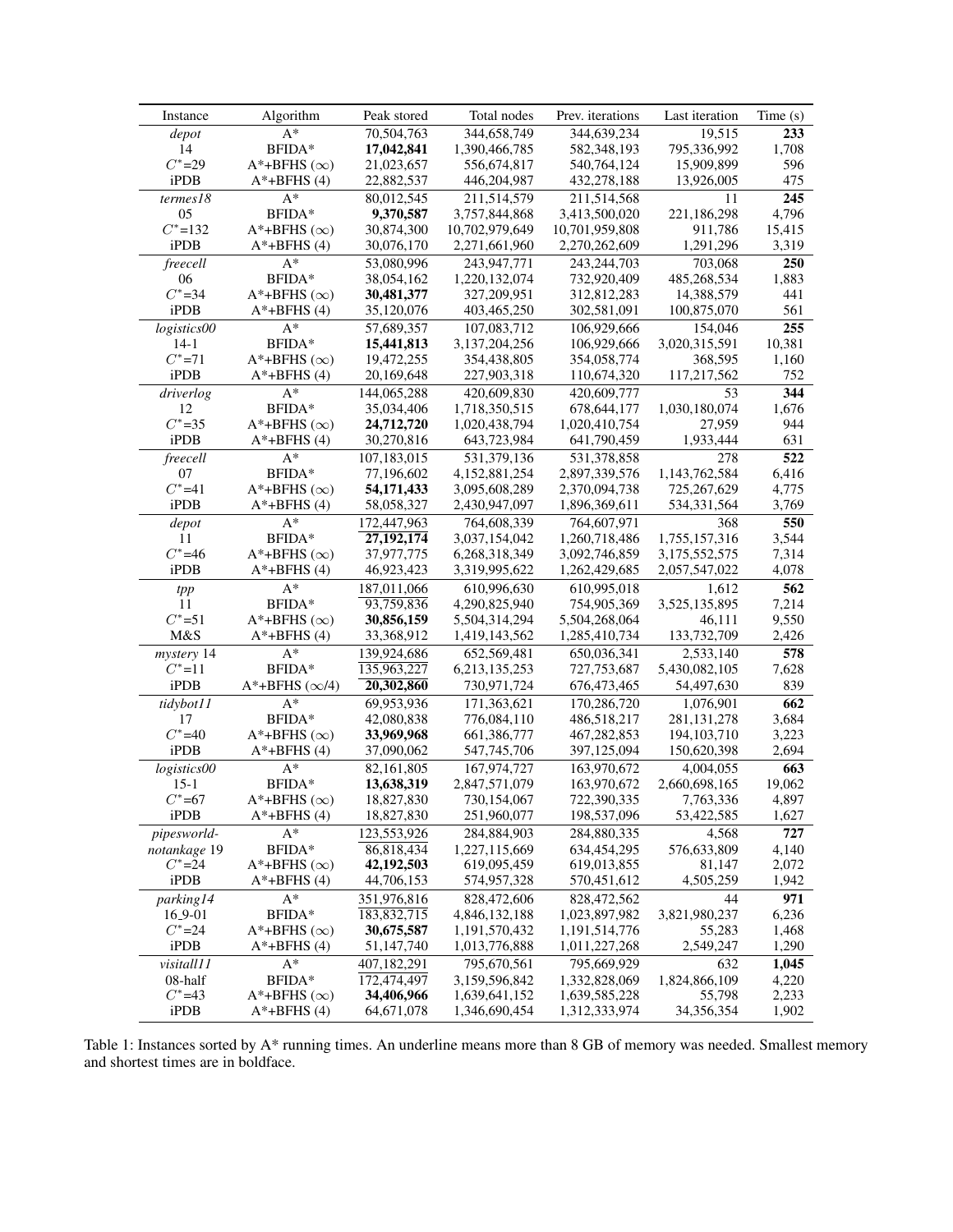| Instance | Algorithm | Peak stored | Total nodes | Prev. iterations | Last iteration | Time (s) |
|---|---|---|---|---|---|---|
| *depot* | A* | 70,504,763 | 344,658,749 | 344,639,234 | 19,515 | **233** |
| 14 | BFIDA* | **17,042,841** | 1,390,466,785 | 582,348,193 | 795,336,992 | 1,708 |
| $C^*$=29 | A*+BFHS ($\infty$) | 21,023,657 | 556,674,817 | 540,764,124 | 15,909,899 | 596 |
| iPDB | A*+BFHS (4) | 22,882,537 | 446,204,987 | 432,278,188 | 13,926,005 | 475 |
| *termes18* | A* | 80,012,545 | 211,514,579 | 211,514,568 | 11 | **245** |
| 05 | BFIDA* | **9,370,587** | 3,757,844,868 | 3,413,500,020 | 221,186,298 | 4,796 |
| $C^*$=132 | A*+BFHS ($\infty$) | 30,874,300 | 10,702,979,649 | 10,701,959,808 | 911,786 | 15,415 |
| iPDB | A*+BFHS (4) | 30,076,170 | 2,271,661,960 | 2,270,262,609 | 1,291,296 | 3,319 |
| *freecell* | A* | 53,080,996 | 243,947,771 | 243,244,703 | 703,068 | **250** |
| 06 | BFIDA* | 38,054,162 | 1,220,132,074 | 732,920,409 | 485,268,534 | 1,883 |
| $C^*$=34 | A*+BFHS ($\infty$) | **30,481,377** | 327,209,951 | 312,812,283 | 14,388,579 | 441 |
| iPDB | A*+BFHS (4) | 35,120,076 | 403,465,250 | 302,581,091 | 100,875,070 | 561 |
| *logistics00* | A* | 57,689,357 | 107,083,712 | 106,929,666 | 154,046 | **255** |
| 14-1 | BFIDA* | **15,441,813** | 3,137,204,256 | 106,929,666 | 3,020,315,591 | 10,381 |
| $C^*$=71 | A*+BFHS ($\infty$) | 19,472,255 | 354,438,805 | 354,058,774 | 368,595 | 1,160 |
| iPDB | A*+BFHS (4) | 20,169,648 | 227,903,318 | 110,674,320 | 117,217,562 | 752 |
| *driverlog* | A* | 144,065,288 | 420,609,830 | 420,609,777 | 53 | **344** |
| 12 | BFIDA* | 35,034,406 | 1,718,350,515 | 678,644,177 | 1,030,180,074 | 1,676 |
| $C^*$=35 | A*+BFHS ($\infty$) | **24,712,720** | 1,020,438,794 | 1,020,410,754 | 27,959 | 944 |
| iPDB | A*+BFHS (4) | 30,270,816 | 643,723,984 | 641,790,459 | 1,933,444 | 631 |
| *freecell* | A* | 107,183,015 | 531,379,136 | 531,378,858 | 278 | **522** |
| 07 | BFIDA* | 77,196,602 | 4,152,881,254 | 2,897,339,576 | 1,143,762,584 | 6,416 |
| $C^*$=41 | A*+BFHS ($\infty$) | **54,171,433** | 3,095,608,289 | 2,370,094,738 | 725,267,629 | 4,775 |
| iPDB | A*+BFHS (4) | 58,058,327 | 2,430,947,097 | 1,896,369,611 | 534,331,564 | 3,769 |
| *depot* | A* | <u>172,447,963</u> | 764,608,339 | 764,607,971 | 368 | **550** |
| 11 | BFIDA* | <u>**27,192,174**</u> | 3,037,154,042 | 1,260,718,486 | 1,755,157,316 | 3,544 |
| $C^*$=46 | A*+BFHS ($\infty$) | 37,977,775 | 6,268,318,349 | 3,092,746,859 | 3,175,552,575 | 7,314 |
| iPDB | A*+BFHS (4) | 46,923,423 | 3,319,995,622 | 1,262,429,685 | 2,057,547,022 | 4,078 |
| *tpp* | A* | <u>187,011,066</u> | 610,996,630 | 610,995,018 | 1,612 | **562** |
| 11 | BFIDA* | <u>93,759,836</u> | 4,290,825,940 | 754,905,369 | 3,525,135,895 | 7,214 |
| $C^*$=51 | A*+BFHS ($\infty$) | **30,856,159** | 5,504,314,294 | 5,504,268,064 | 46,111 | 9,550 |
| M&S | A*+BFHS (4) | 33,368,912 | 1,419,143,562 | 1,285,410,734 | 133,732,709 | 2,426 |
| *mystery* 14 | A* | 139,924,686 | 652,569,481 | 650,036,341 | 2,533,140 | **578** |
| $C^*$=11 | BFIDA* | <u>135,963,227</u> | 6,213,135,253 | 727,753,687 | 5,430,082,105 | 7,628 |
| iPDB | A*+BFHS ($\infty$/4) | <u>**20,302,860**</u> | 730,971,724 | 676,473,465 | 54,497,630 | 839 |
| *tidybot11* | A* | 69,953,936 | 171,363,621 | 170,286,720 | 1,076,901 | **662** |
| 17 | BFIDA* | 42,080,838 | 776,084,110 | 486,518,217 | 281,131,278 | 3,684 |
| $C^*$=40 | A*+BFHS ($\infty$) | **33,969,968** | 661,386,777 | 467,282,853 | 194,103,710 | 3,223 |
| iPDB | A*+BFHS (4) | 37,090,062 | 547,745,706 | 397,125,094 | 150,620,398 | 2,694 |
| *logistics00* | A* | 82,161,805 | 167,974,727 | 163,970,672 | 4,004,055 | **663** |
| 15-1 | BFIDA* | **13,638,319** | 2,847,571,079 | 163,970,672 | 2,660,698,165 | 19,062 |
| $C^*$=67 | A*+BFHS ($\infty$) | 18,827,830 | 730,154,067 | 722,390,335 | 7,763,336 | 4,897 |
| iPDB | A*+BFHS (4) | 18,827,830 | 251,960,077 | 198,537,096 | 53,422,585 | 1,627 |
| *pipesworld-* | A* | <u>123,553,926</u> | 284,884,903 | 284,880,335 | 4,568 | **727** |
| *notankage* 19 | BFIDA* | <u>86,818,434</u> | 1,227,115,669 | 634,454,295 | 576,633,809 | 4,140 |
| $C^*$=24 | A*+BFHS ($\infty$) | **42,192,503** | 619,095,459 | 619,013,855 | 81,147 | 2,072 |
| iPDB | A*+BFHS (4) | 44,706,153 | 574,957,328 | 570,451,612 | 4,505,259 | 1,942 |
| *parking14* | A* | <u>351,976,816</u> | 828,472,606 | 828,472,562 | 44 | **971** |
| 16_9-01 | BFIDA* | <u>183,832,715</u> | 4,846,132,188 | 1,023,897,982 | 3,821,980,237 | 6,236 |
| $C^*$=24 | A*+BFHS ($\infty$) | **30,675,587** | 1,191,570,432 | 1,191,514,776 | 55,283 | 1,468 |
| iPDB | A*+BFHS (4) | 51,147,740 | 1,013,776,888 | 1,011,227,268 | 2,549,247 | 1,290 |
| *visitall11* | A* | <u>407,182,291</u> | 795,670,561 | 795,669,929 | 632 | **1,045** |
| 08-half | BFIDA* | <u>172,474,497</u> | 3,159,596,842 | 1,332,828,069 | 1,824,866,109 | 4,220 |
| $C^*$=43 | A*+BFHS ($\infty$) | **34,406,966** | 1,639,641,152 | 1,639,585,228 | 55,798 | 2,233 |
| iPDB | A*+BFHS (4) | 64,671,078 | 1,346,690,454 | 1,312,333,974 | 34,356,354 | 1,902 |

Table 1: Instances sorted by A* running times. An underline means more than 8 GB of memory was needed. Smallest memory and shortest times are in boldface.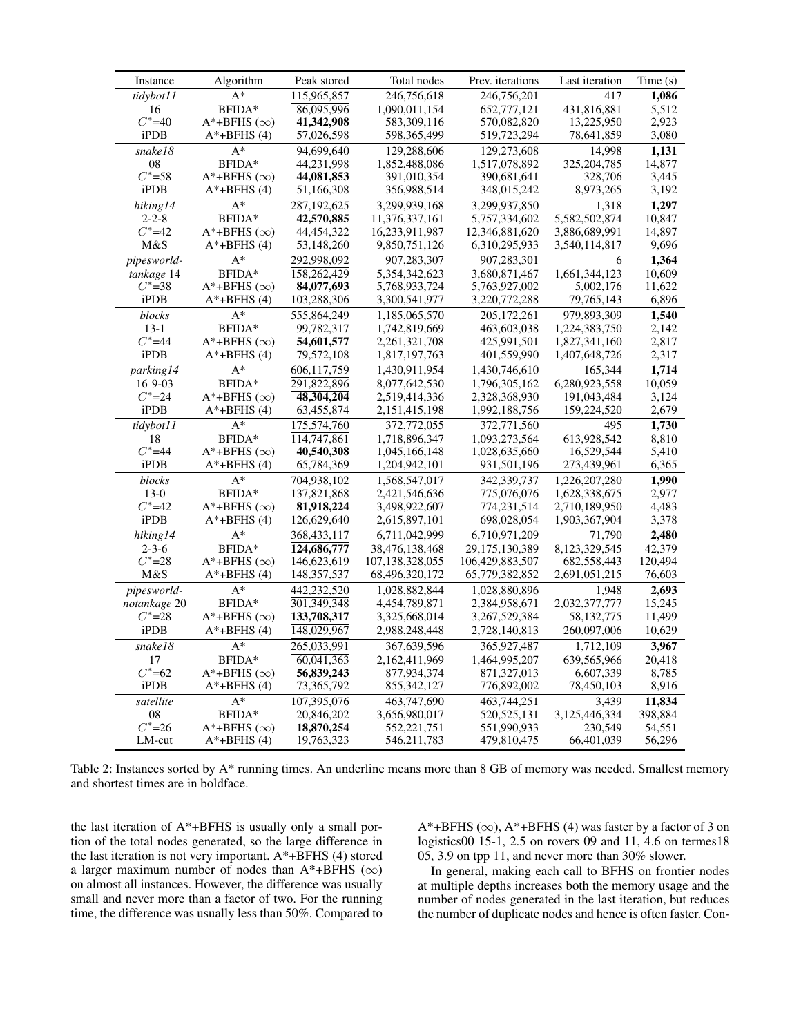| Instance | Algorithm | Peak stored | Total nodes | Prev. iterations | Last iteration | Time (s) |
|---|---|---|---|---|---|---|
| *tidybot11* | A* | 115,965,857 | 246,756,618 | 246,756,201 | 417 | **1,086** |
| 16 | BFIDA* | 86,095,996 | 1,090,011,154 | 652,777,121 | 431,816,881 | 5,512 |
| $C^*$=40 | A*+BFHS ($\infty$) | **41,342,908** | 583,309,116 | 570,082,820 | 13,225,950 | 2,923 |
| iPDB | A*+BFHS (4) | 57,026,598 | 598,365,499 | 519,723,294 | 78,641,859 | 3,080 |
| *snake18* | A* | 94,699,640 | 129,288,606 | 129,273,608 | 14,998 | **1,131** |
| 08 | BFIDA* | 44,231,998 | 1,852,488,086 | 1,517,078,892 | 325,204,785 | 14,877 |
| $C^*$=58 | A*+BFHS ($\infty$) | **44,081,853** | 391,010,354 | 390,681,641 | 328,706 | 3,445 |
| iPDB | A*+BFHS (4) | 51,166,308 | 356,988,514 | 348,015,242 | 8,973,265 | 3,192 |
| *hiking14* | A* | 287,192,625 | 3,299,939,168 | 3,299,937,850 | 1,318 | **1,297** |
| 2-2-8 | BFIDA* | **42,570,885** | 11,376,337,161 | 5,757,334,602 | 5,582,502,874 | 10,847 |
| $C^*$=42 | A*+BFHS ($\infty$) | 44,454,322 | 16,233,911,987 | 12,346,881,620 | 3,886,689,991 | 14,897 |
| M&S | A*+BFHS (4) | 53,148,260 | 9,850,751,126 | 6,310,295,933 | 3,540,114,817 | 9,696 |
| *pipesworld-tankage* 14 | A* | 292,998,092 | 907,283,307 | 907,283,301 | 6 | **1,364** |
| | BFIDA* | 158,262,429 | 5,354,342,623 | 3,680,871,467 | 1,661,344,123 | 10,609 |
| $C^*$=38 | A*+BFHS ($\infty$) | **84,077,693** | 5,768,933,724 | 5,763,927,002 | 5,002,176 | 11,622 |
| iPDB | A*+BFHS (4) | 103,288,306 | 3,300,541,977 | 3,220,772,288 | 79,765,143 | 6,896 |
| *blocks* | A* | 555,864,249 | 1,185,065,570 | 205,172,261 | 979,893,309 | **1,540** |
| 13-1 | BFIDA* | 99,782,317 | 1,742,819,669 | 463,603,038 | 1,224,383,750 | 2,142 |
| $C^*$=44 | A*+BFHS ($\infty$) | **54,601,577** | 2,261,321,708 | 425,991,501 | 1,827,341,160 | 2,817 |
| iPDB | A*+BFHS (4) | 79,572,108 | 1,817,197,763 | 401,559,990 | 1,407,648,726 | 2,317 |
| *parking14* | A* | 606,117,759 | 1,430,911,954 | 1,430,746,610 | 165,344 | **1,714** |
| 16_9-03 | BFIDA* | 291,822,896 | 8,077,642,530 | 1,796,305,162 | 6,280,923,558 | 10,059 |
| $C^*$=24 | A*+BFHS ($\infty$) | **48,304,204** | 2,519,414,336 | 2,328,368,930 | 191,043,484 | 3,124 |
| iPDB | A*+BFHS (4) | 63,455,874 | 2,151,415,198 | 1,992,188,756 | 159,224,520 | 2,679 |
| *tidybot11* | A* | 175,574,760 | 372,772,055 | 372,771,560 | 495 | **1,730** |
| 18 | BFIDA* | 114,747,861 | 1,718,896,347 | 1,093,273,564 | 613,928,542 | 8,810 |
| $C^*$=44 | A*+BFHS ($\infty$) | **40,540,308** | 1,045,166,148 | 1,028,635,660 | 16,529,544 | 5,410 |
| iPDB | A*+BFHS (4) | 65,784,369 | 1,204,942,101 | 931,501,196 | 273,439,961 | 6,365 |
| *blocks* | A* | 704,938,102 | 1,568,547,017 | 342,339,737 | 1,226,207,280 | **1,990** |
| 13-0 | BFIDA* | 137,821,868 | 2,421,546,636 | 775,076,076 | 1,628,338,675 | 2,977 |
| $C^*$=42 | A*+BFHS ($\infty$) | **81,918,224** | 3,498,922,607 | 774,231,514 | 2,710,189,950 | 4,483 |
| iPDB | A*+BFHS (4) | 126,629,640 | 2,615,897,101 | 698,028,054 | 1,903,367,904 | 3,378 |
| *hiking14* | A* | 368,433,117 | 6,711,042,999 | 6,710,971,209 | 71,790 | **2,480** |
| 2-3-6 | BFIDA* | **124,686,777** | 38,476,138,468 | 29,175,130,389 | 8,123,329,545 | 42,379 |
| $C^*$=28 | A*+BFHS ($\infty$) | 146,623,619 | 107,138,328,055 | 106,429,883,507 | 682,558,443 | 120,494 |
| M&S | A*+BFHS (4) | 148,357,537 | 68,496,320,172 | 65,779,382,852 | 2,691,051,215 | 76,603 |
| *pipesworld-notankage* 20 | A* | 442,232,520 | 1,028,882,844 | 1,028,880,896 | 1,948 | **2,693** |
| | BFIDA* | 301,349,348 | 4,454,789,871 | 2,384,958,671 | 2,032,377,777 | 15,245 |
| $C^*$=28 | A*+BFHS ($\infty$) | **133,708,317** | 3,325,668,014 | 3,267,529,384 | 58,132,775 | 11,499 |
| iPDB | A*+BFHS (4) | 148,029,967 | 2,988,248,448 | 2,728,140,813 | 260,097,006 | 10,629 |
| *snake18* | A* | 265,033,991 | 367,639,596 | 365,927,487 | 1,712,109 | **3,967** |
| 17 | BFIDA* | 60,041,363 | 2,162,411,969 | 1,464,995,207 | 639,565,966 | 20,418 |
| $C^*$=62 | A*+BFHS ($\infty$) | **56,839,243** | 877,934,374 | 871,327,013 | 6,607,339 | 8,785 |
| iPDB | A*+BFHS (4) | 73,365,792 | 855,342,127 | 776,892,002 | 78,450,103 | 8,916 |
| *satellite* | A* | 107,395,076 | 463,747,690 | 463,744,251 | 3,439 | **11,834** |
| 08 | BFIDA* | 20,846,202 | 3,656,980,017 | 520,525,131 | 3,125,446,334 | 398,884 |
| $C^*$=26 | A*+BFHS ($\infty$) | **18,870,254** | 552,221,751 | 551,990,933 | 230,549 | 54,551 |
| LM-cut | A*+BFHS (4) | 19,763,323 | 546,211,783 | 479,810,475 | 66,401,039 | 56,296 |

Table 2: Instances sorted by A* running times. An underline means more than 8 GB of memory was needed. Smallest memory and shortest times are in boldface.

the last iteration of A*+BFHS is usually only a small portion of the total nodes generated, so the large difference in the last iteration is not very important. A*+BFHS (4) stored a larger maximum number of nodes than A*+BFHS ($\infty$) on almost all instances. However, the difference was usually small and never more than a factor of two. For the running time, the difference was usually less than 50%. Compared to A*+BFHS ($\infty$), A*+BFHS (4) was faster by a factor of 3 on logistics00 15-1, 2.5 on rovers 09 and 11, 4.6 on termes18 05, 3.9 on tpp 11, and never more than 30% slower.

In general, making each call to BFHS on frontier nodes at multiple depths increases both the memory usage and the number of nodes generated in the last iteration, but reduces the number of duplicate nodes and hence is often faster. Con-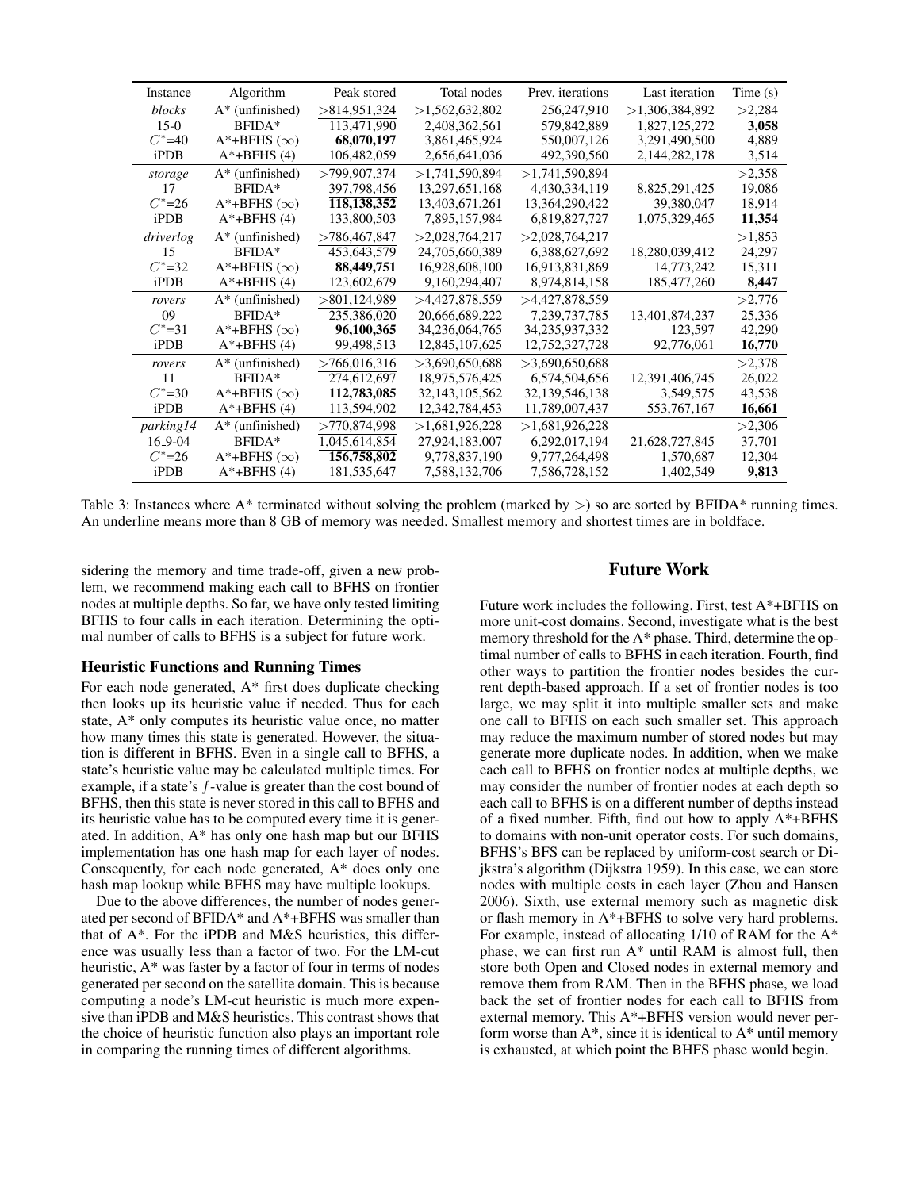| Instance | Algorithm | Peak stored | Total nodes | Prev. iterations | Last iteration | Time (s) |
|---|---|---|---|---|---|---|
| *blocks* | A* (unfinished) | >814,951,324 | >1,562,632,802 | 256,247,910 | >1,306,384,892 | >2,284 |
| 15-0 | BFIDA* | 113,471,990 | 2,408,362,561 | 579,842,889 | 1,827,125,272 | **3,058** |
| $C^*$=40 | A*+BFHS ($\infty$) | **68,070,197** | 3,861,465,924 | 550,007,126 | 3,291,490,500 | 4,889 |
| iPDB | A*+BFHS (4) | 106,482,059 | 2,656,641,036 | 492,390,560 | 2,144,282,178 | 3,514 |
| *storage* | A* (unfinished) | >799,907,374 | >1,741,590,894 | >1,741,590,894 | | >2,358 |
| 17 | BFIDA* | 397,798,456 | 13,297,651,168 | 4,430,334,119 | 8,825,291,425 | 19,086 |
| $C^*$=26 | A*+BFHS ($\infty$) | **118,138,352** | 13,403,671,261 | 13,364,290,422 | 39,380,047 | 18,914 |
| iPDB | A*+BFHS (4) | 133,800,503 | 7,895,157,984 | 6,819,827,727 | 1,075,329,465 | **11,354** |
| *driverlog* | A* (unfinished) | >786,467,847 | >2,028,764,217 | >2,028,764,217 | | >1,853 |
| 15 | BFIDA* | 453,643,579 | 24,705,660,389 | 6,388,627,692 | 18,280,039,412 | 24,297 |
| $C^*$=32 | A*+BFHS ($\infty$) | **88,449,751** | 16,928,608,100 | 16,913,831,869 | 14,773,242 | 15,311 |
| iPDB | A*+BFHS (4) | 123,602,679 | 9,160,294,407 | 8,974,814,158 | 185,477,260 | **8,447** |
| *rovers* | A* (unfinished) | >801,124,989 | >4,427,878,559 | >4,427,878,559 | | >2,776 |
| 09 | BFIDA* | 235,386,020 | 20,666,689,222 | 7,239,737,785 | 13,401,874,237 | 25,336 |
| $C^*$=31 | A*+BFHS ($\infty$) | **96,100,365** | 34,236,064,765 | 34,235,937,332 | 123,597 | 42,290 |
| iPDB | A*+BFHS (4) | 99,498,513 | 12,845,107,625 | 12,752,327,728 | 92,776,061 | **16,770** |
| *rovers* | A* (unfinished) | >766,016,316 | >3,690,650,688 | >3,690,650,688 | | >2,378 |
| 11 | BFIDA* | 274,612,697 | 18,975,576,425 | 6,574,504,656 | 12,391,406,745 | 26,022 |
| $C^*$=30 | A*+BFHS ($\infty$) | **112,783,085** | 32,143,105,562 | 32,139,546,138 | 3,549,575 | 43,538 |
| iPDB | A*+BFHS (4) | 113,594,902 | 12,342,784,453 | 11,789,007,437 | 553,767,167 | **16,661** |
| *parking14* | A* (unfinished) | >770,874,998 | >1,681,926,228 | >1,681,926,228 | | >2,306 |
| 16_9-04 | BFIDA* | 1,045,614,854 | 27,924,183,007 | 6,292,017,194 | 21,628,727,845 | 37,701 |
| $C^*$=26 | A*+BFHS ($\infty$) | **156,758,802** | 9,778,837,190 | 9,777,264,498 | 1,570,687 | 12,304 |
| iPDB | A*+BFHS (4) | 181,535,647 | 7,588,132,706 | 7,586,728,152 | 1,402,549 | **9,813** |

Table 3: Instances where A* terminated without solving the problem (marked by >) so are sorted by BFIDA* running times. An underline means more than 8 GB of memory was needed. Smallest memory and shortest times are in boldface.

sidering the memory and time trade-off, given a new problem, we recommend making each call to BFHS on frontier nodes at multiple depths. So far, we have only tested limiting BFHS to four calls in each iteration. Determining the optimal number of calls to BFHS is a subject for future work.

### Heuristic Functions and Running Times

For each node generated, A* first does duplicate checking then looks up its heuristic value if needed. Thus for each state, A* only computes its heuristic value once, no matter how many times this state is generated. However, the situation is different in BFHS. Even in a single call to BFHS, a state's heuristic value may be calculated multiple times. For example, if a state's $f$-value is greater than the cost bound of BFHS, then this state is never stored in this call to BFHS and its heuristic value has to be computed every time it is generated. In addition, A* has only one hash map but our BFHS implementation has one hash map for each layer of nodes. Consequently, for each node generated, A* does only one hash map lookup while BFHS may have multiple lookups.

Due to the above differences, the number of nodes generated per second of BFIDA* and A*+BFHS was smaller than that of A*. For the iPDB and M&S heuristics, this difference was usually less than a factor of two. For the LM-cut heuristic, A* was faster by a factor of four in terms of nodes generated per second on the satellite domain. This is because computing a node's LM-cut heuristic is much more expensive than iPDB and M&S heuristics. This contrast shows that the choice of heuristic function also plays an important role in comparing the running times of different algorithms.

## Future Work

Future work includes the following. First, test A*+BFHS on more unit-cost domains. Second, investigate what is the best memory threshold for the A* phase. Third, determine the optimal number of calls to BFHS in each iteration. Fourth, find other ways to partition the frontier nodes besides the current depth-based approach. If a set of frontier nodes is too large, we may split it into multiple smaller sets and make one call to BFHS on each such smaller set. This approach may reduce the maximum number of stored nodes but may generate more duplicate nodes. In addition, when we make each call to BFHS on frontier nodes at multiple depths, we may consider the number of frontier nodes at each depth so each call to BFHS is on a different number of depths instead of a fixed number. Fifth, find out how to apply A*+BFHS to domains with non-unit operator costs. For such domains, BFHS's BFS can be replaced by uniform-cost search or Dijkstra's algorithm (Dijkstra 1959). In this case, we can store nodes with multiple costs in each layer (Zhou and Hansen 2006). Sixth, use external memory such as magnetic disk or flash memory in A*+BFHS to solve very hard problems. For example, instead of allocating 1/10 of RAM for the A* phase, we can first run A* until RAM is almost full, then store both Open and Closed nodes in external memory and remove them from RAM. Then in the BFHS phase, we load back the set of frontier nodes for each call to BFHS from external memory. This A*+BFHS version would never perform worse than A*, since it is identical to A* until memory is exhausted, at which point the BHFS phase would begin.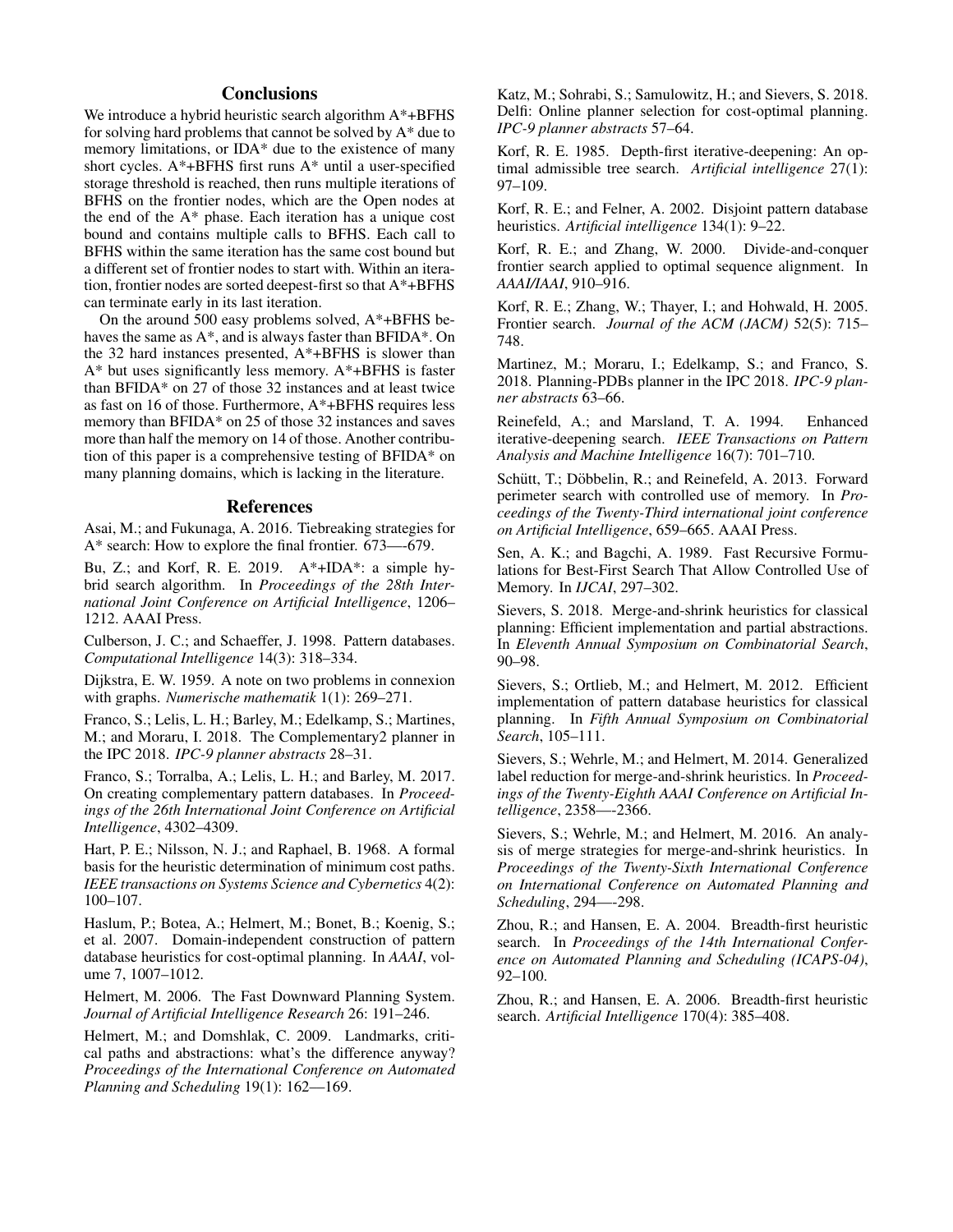## Conclusions

We introduce a hybrid heuristic search algorithm A*+BFHS for solving hard problems that cannot be solved by A* due to memory limitations, or IDA* due to the existence of many short cycles. A*+BFHS first runs A* until a user-specified storage threshold is reached, then runs multiple iterations of BFHS on the frontier nodes, which are the Open nodes at the end of the A* phase. Each iteration has a unique cost bound and contains multiple calls to BFHS. Each call to BFHS within the same iteration has the same cost bound but a different set of frontier nodes to start with. Within an iteration, frontier nodes are sorted deepest-first so that A*+BFHS can terminate early in its last iteration.

On the around 500 easy problems solved, A*+BFHS behaves the same as A*, and is always faster than BFIDA*. On the 32 hard instances presented, A*+BFHS is slower than A* but uses significantly less memory. A*+BFHS is faster than BFIDA* on 27 of those 32 instances and at least twice as fast on 16 of those. Furthermore, A*+BFHS requires less memory than BFIDA* on 25 of those 32 instances and saves more than half the memory on 14 of those. Another contribution of this paper is a comprehensive testing of BFIDA* on many planning domains, which is lacking in the literature.

## References

Asai, M.; and Fukunaga, A. 2016. Tiebreaking strategies for A* search: How to explore the final frontier. 673—-679.

Bu, Z.; and Korf, R. E. 2019. A*+IDA*: a simple hybrid search algorithm. In *Proceedings of the 28th International Joint Conference on Artificial Intelligence*, 1206–1212. AAAI Press.

Culberson, J. C.; and Schaeffer, J. 1998. Pattern databases. *Computational Intelligence* 14(3): 318–334.

Dijkstra, E. W. 1959. A note on two problems in connexion with graphs. *Numerische mathematik* 1(1): 269–271.

Franco, S.; Lelis, L. H.; Barley, M.; Edelkamp, S.; Martines, M.; and Moraru, I. 2018. The Complementary2 planner in the IPC 2018. *IPC-9 planner abstracts* 28–31.

Franco, S.; Torralba, A.; Lelis, L. H.; and Barley, M. 2017. On creating complementary pattern databases. In *Proceedings of the 26th International Joint Conference on Artificial Intelligence*, 4302–4309.

Hart, P. E.; Nilsson, N. J.; and Raphael, B. 1968. A formal basis for the heuristic determination of minimum cost paths. *IEEE transactions on Systems Science and Cybernetics* 4(2): 100–107.

Haslum, P.; Botea, A.; Helmert, M.; Bonet, B.; Koenig, S.; et al. 2007. Domain-independent construction of pattern database heuristics for cost-optimal planning. In *AAAI*, volume 7, 1007–1012.

Helmert, M. 2006. The Fast Downward Planning System. *Journal of Artificial Intelligence Research* 26: 191–246.

Helmert, M.; and Domshlak, C. 2009. Landmarks, critical paths and abstractions: what's the difference anyway? *Proceedings of the International Conference on Automated Planning and Scheduling* 19(1): 162—169.

Katz, M.; Sohrabi, S.; Samulowitz, H.; and Sievers, S. 2018. Delfi: Online planner selection for cost-optimal planning. *IPC-9 planner abstracts* 57–64.

Korf, R. E. 1985. Depth-first iterative-deepening: An optimal admissible tree search. *Artificial intelligence* 27(1): 97–109.

Korf, R. E.; and Felner, A. 2002. Disjoint pattern database heuristics. *Artificial intelligence* 134(1): 9–22.

Korf, R. E.; and Zhang, W. 2000. Divide-and-conquer frontier search applied to optimal sequence alignment. In *AAAI/IAAI*, 910–916.

Korf, R. E.; Zhang, W.; Thayer, I.; and Hohwald, H. 2005. Frontier search. *Journal of the ACM (JACM)* 52(5): 715–748.

Martinez, M.; Moraru, I.; Edelkamp, S.; and Franco, S. 2018. Planning-PDBs planner in the IPC 2018. *IPC-9 planner abstracts* 63–66.

Reinefeld, A.; and Marsland, T. A. 1994. Enhanced iterative-deepening search. *IEEE Transactions on Pattern Analysis and Machine Intelligence* 16(7): 701–710.

Schütt, T.; Döbbelin, R.; and Reinefeld, A. 2013. Forward perimeter search with controlled use of memory. In *Proceedings of the Twenty-Third international joint conference on Artificial Intelligence*, 659–665. AAAI Press.

Sen, A. K.; and Bagchi, A. 1989. Fast Recursive Formulations for Best-First Search That Allow Controlled Use of Memory. In *IJCAI*, 297–302.

Sievers, S. 2018. Merge-and-shrink heuristics for classical planning: Efficient implementation and partial abstractions. In *Eleventh Annual Symposium on Combinatorial Search*, 90–98.

Sievers, S.; Ortlieb, M.; and Helmert, M. 2012. Efficient implementation of pattern database heuristics for classical planning. In *Fifth Annual Symposium on Combinatorial Search*, 105–111.

Sievers, S.; Wehrle, M.; and Helmert, M. 2014. Generalized label reduction for merge-and-shrink heuristics. In *Proceedings of the Twenty-Eighth AAAI Conference on Artificial Intelligence*, 2358—-2366.

Sievers, S.; Wehrle, M.; and Helmert, M. 2016. An analysis of merge strategies for merge-and-shrink heuristics. In *Proceedings of the Twenty-Sixth International Conference on International Conference on Automated Planning and Scheduling*, 294—-298.

Zhou, R.; and Hansen, E. A. 2004. Breadth-first heuristic search. In *Proceedings of the 14th International Conference on Automated Planning and Scheduling (ICAPS-04)*, 92–100.

Zhou, R.; and Hansen, E. A. 2006. Breadth-first heuristic search. *Artificial Intelligence* 170(4): 385–408.